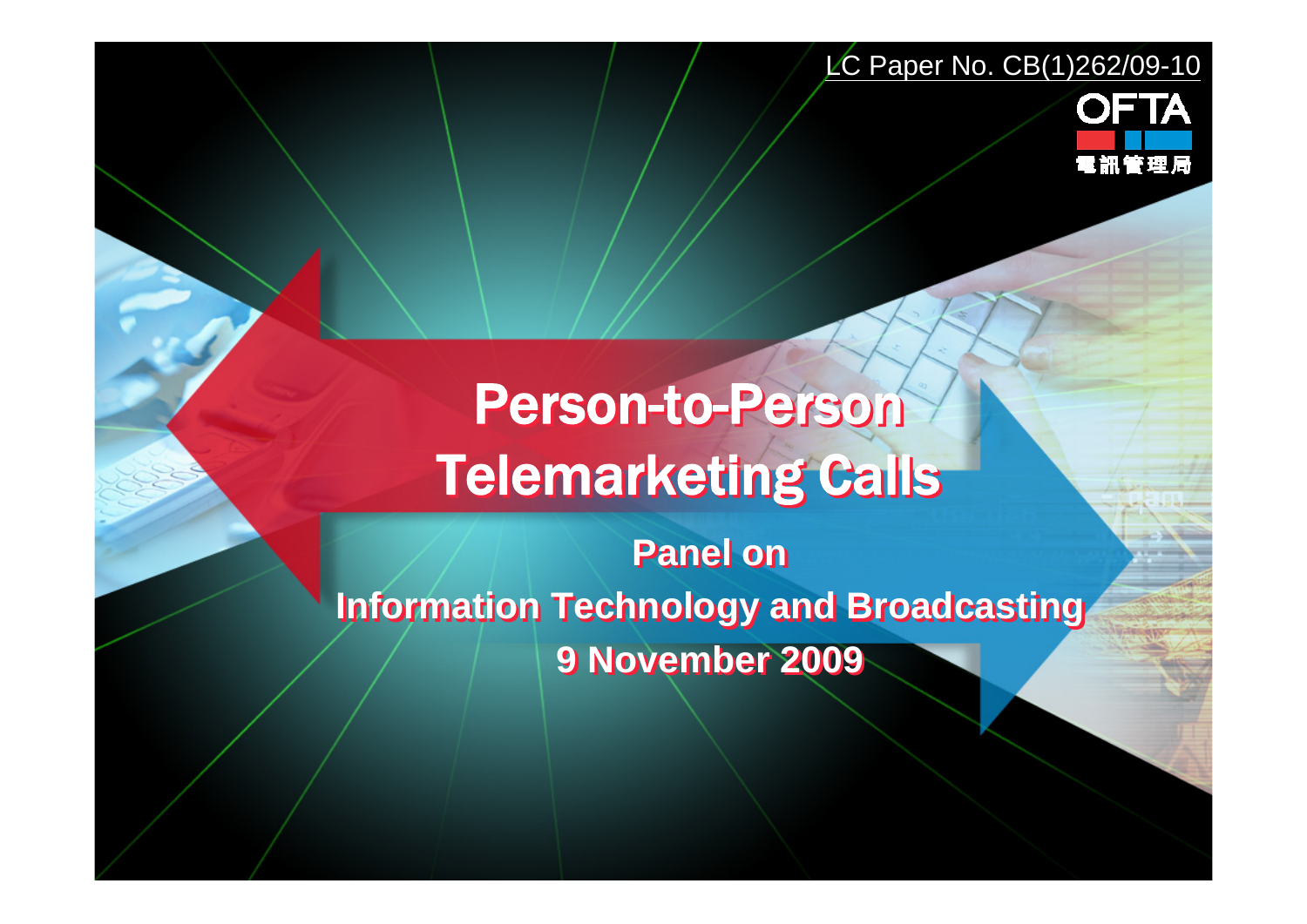LC Paper No. CB(1)262/09-10

OFTA

電訊管理局

# Person-to-Person Telemarketing Calls

**Panel on**

**Information Technology and Broadcasting**

**9 November 2009**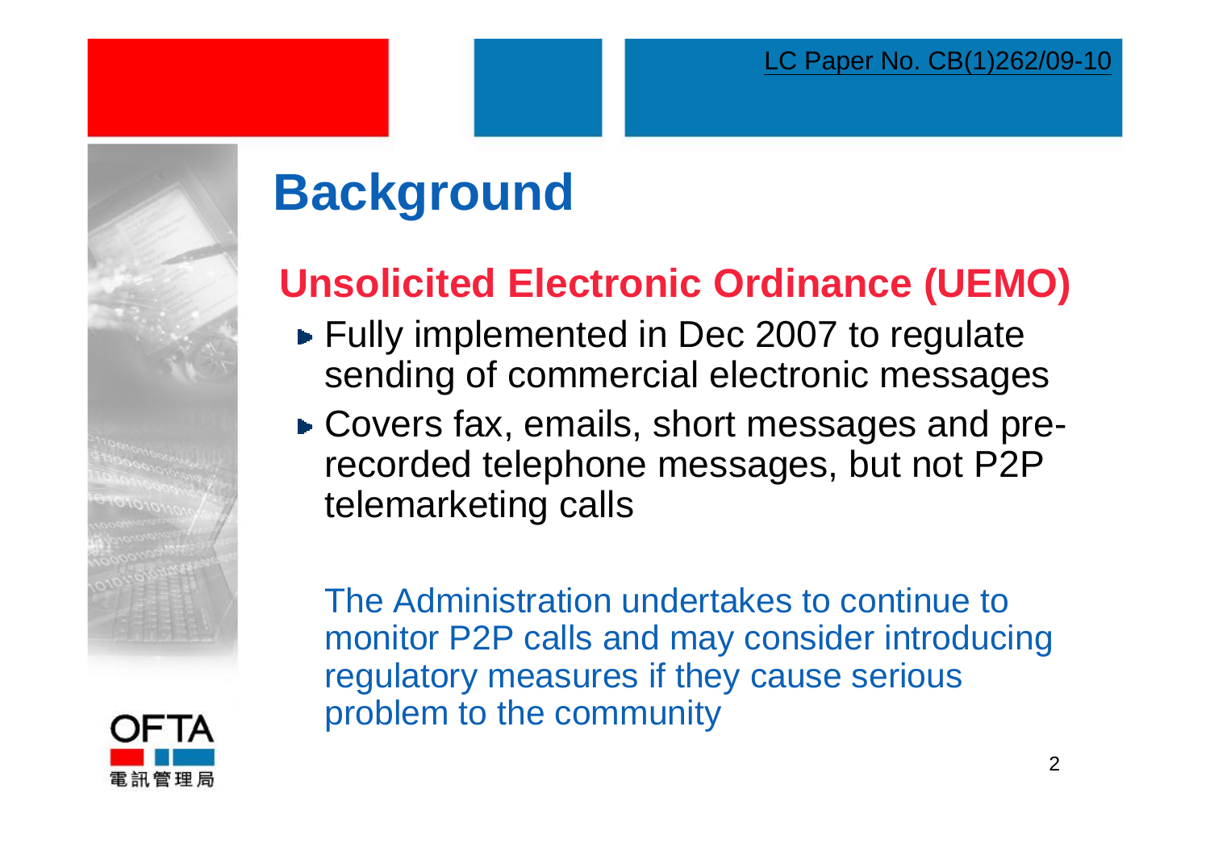LC Paper No. CB(1)262/09-10

# Background

## Unsolicited Electronic Ordinance (UEMO)

- Fully implemented in Dec 2007 to regulate sending of commercial electronic messages
- Covers fax, emails, short messages and pre-recorded telephone messages, but not P2P telemarketing calls

The Administration undertakes to continue to monitor P2P calls and may consider introducing regulatory measures if they cause serious problem to the community

OFTA
電訊管理局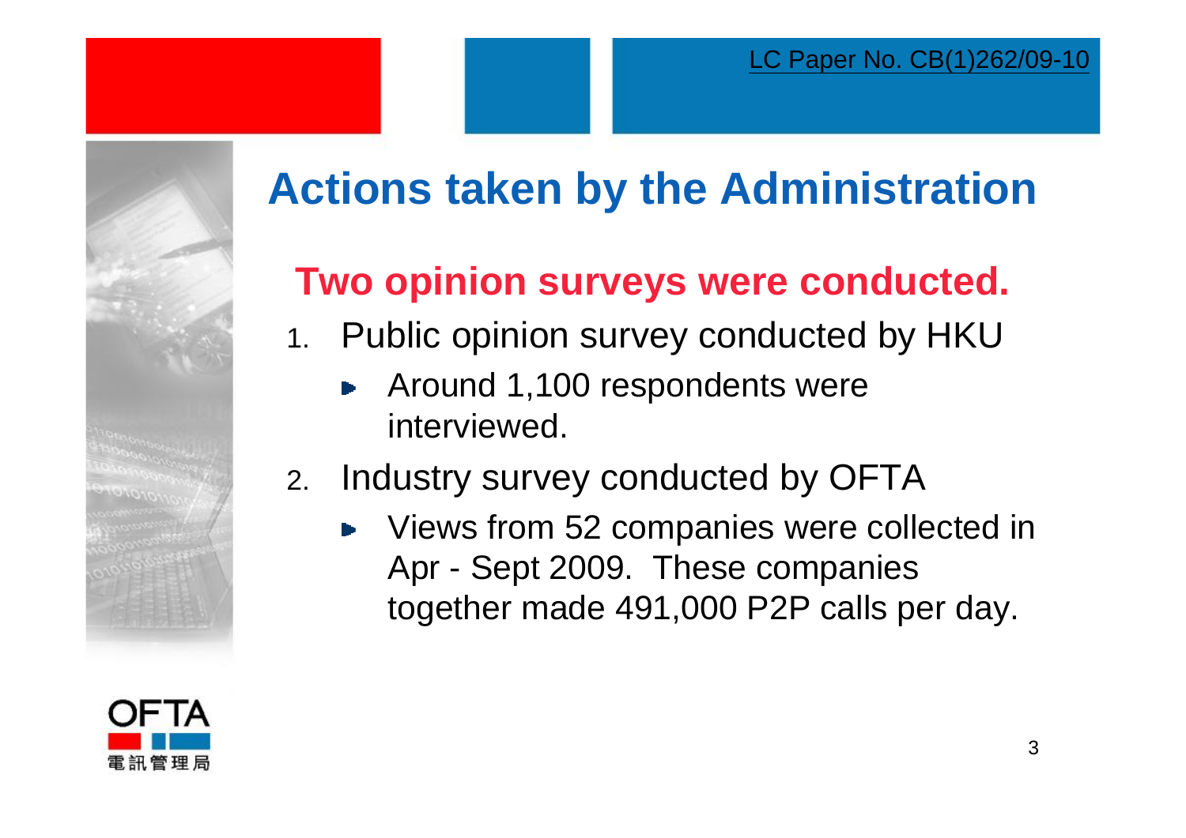# Actions taken by the Administration

## Two opinion surveys were conducted.

1. Public opinion survey conducted by HKU
   - Around 1,100 respondents were interviewed.
2. Industry survey conducted by OFTA
   - Views from 52 companies were collected in Apr - Sept 2009. These companies together made 491,000 P2P calls per day.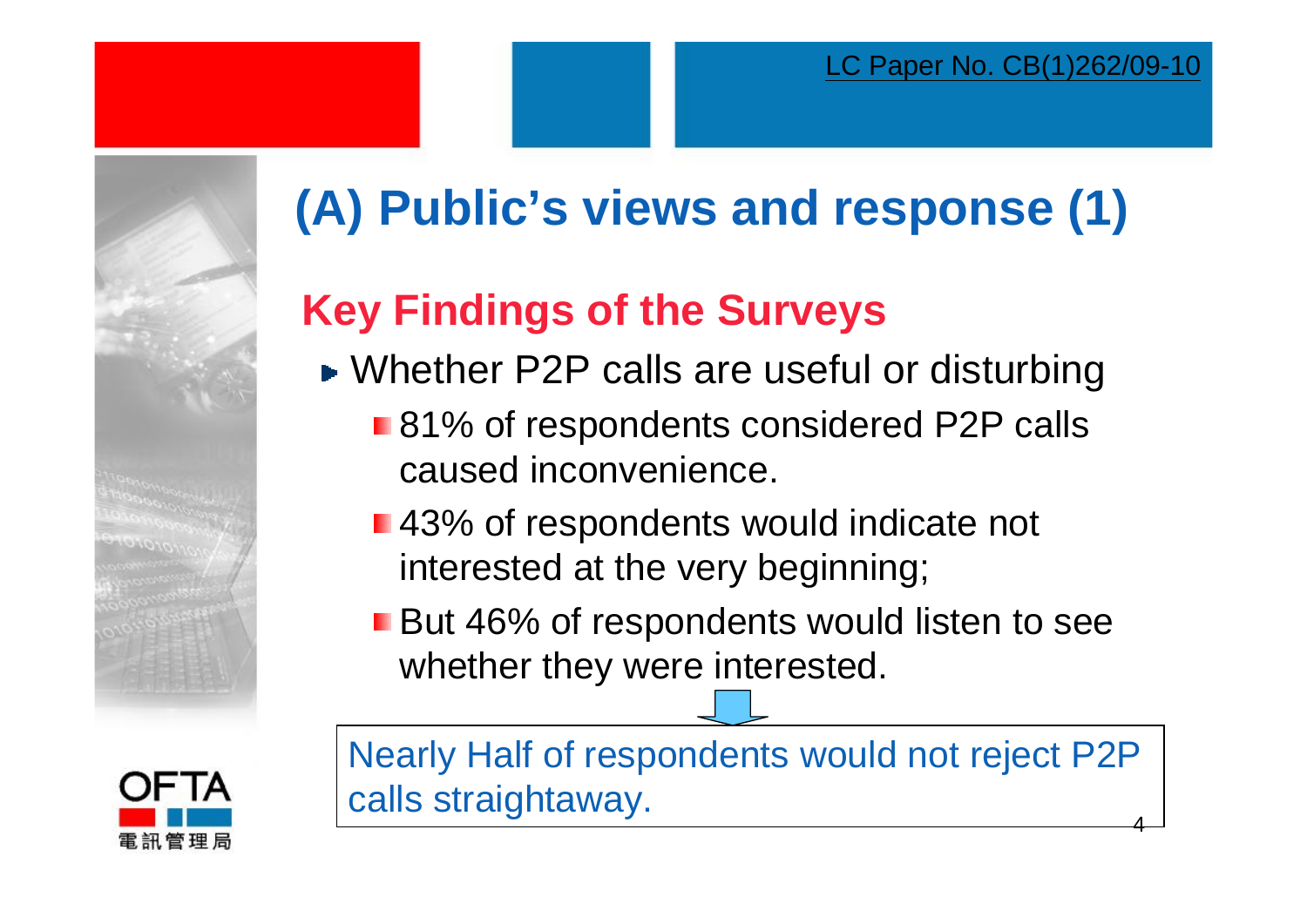# (A) Public's views and response (1)

## Key Findings of the Surveys

- Whether P2P calls are useful or disturbing
  - 81% of respondents considered P2P calls caused inconvenience.
  - 43% of respondents would indicate not interested at the very beginning;
  - But 46% of respondents would listen to see whether they were interested.

Nearly Half of respondents would not reject P2P calls straightaway.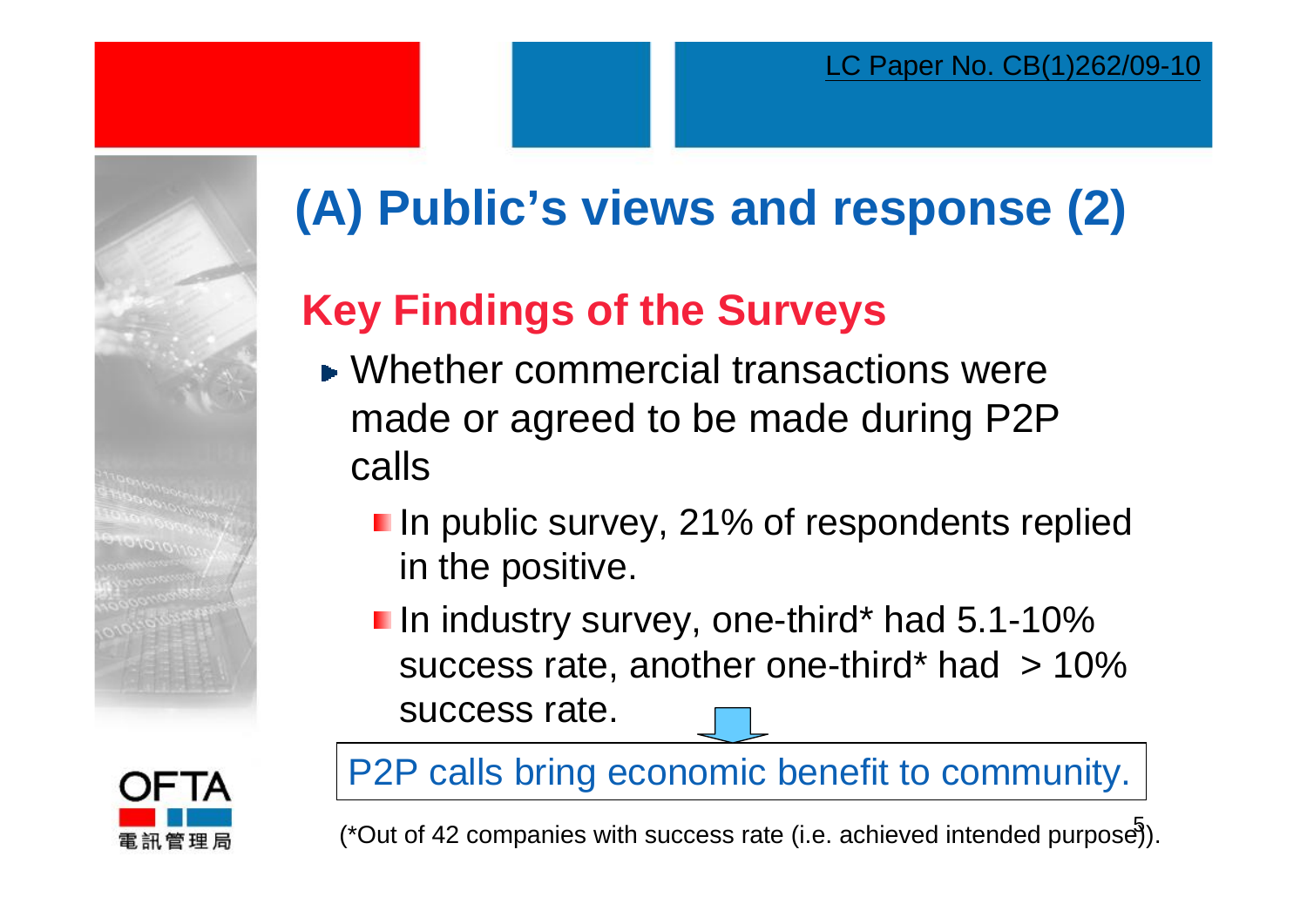LC Paper No. CB(1)262/09-10

# (A) Public's views and response (2)

## Key Findings of the Surveys

- Whether commercial transactions were made or agreed to be made during P2P calls
  - In public survey, 21% of respondents replied in the positive.
  - In industry survey, one-third* had 5.1-10% success rate, another one-third* had > 10% success rate.

P2P calls bring economic benefit to community.

(*Out of 42 companies with success rate (i.e. achieved intended purpose)).

OFTA 電訊管理局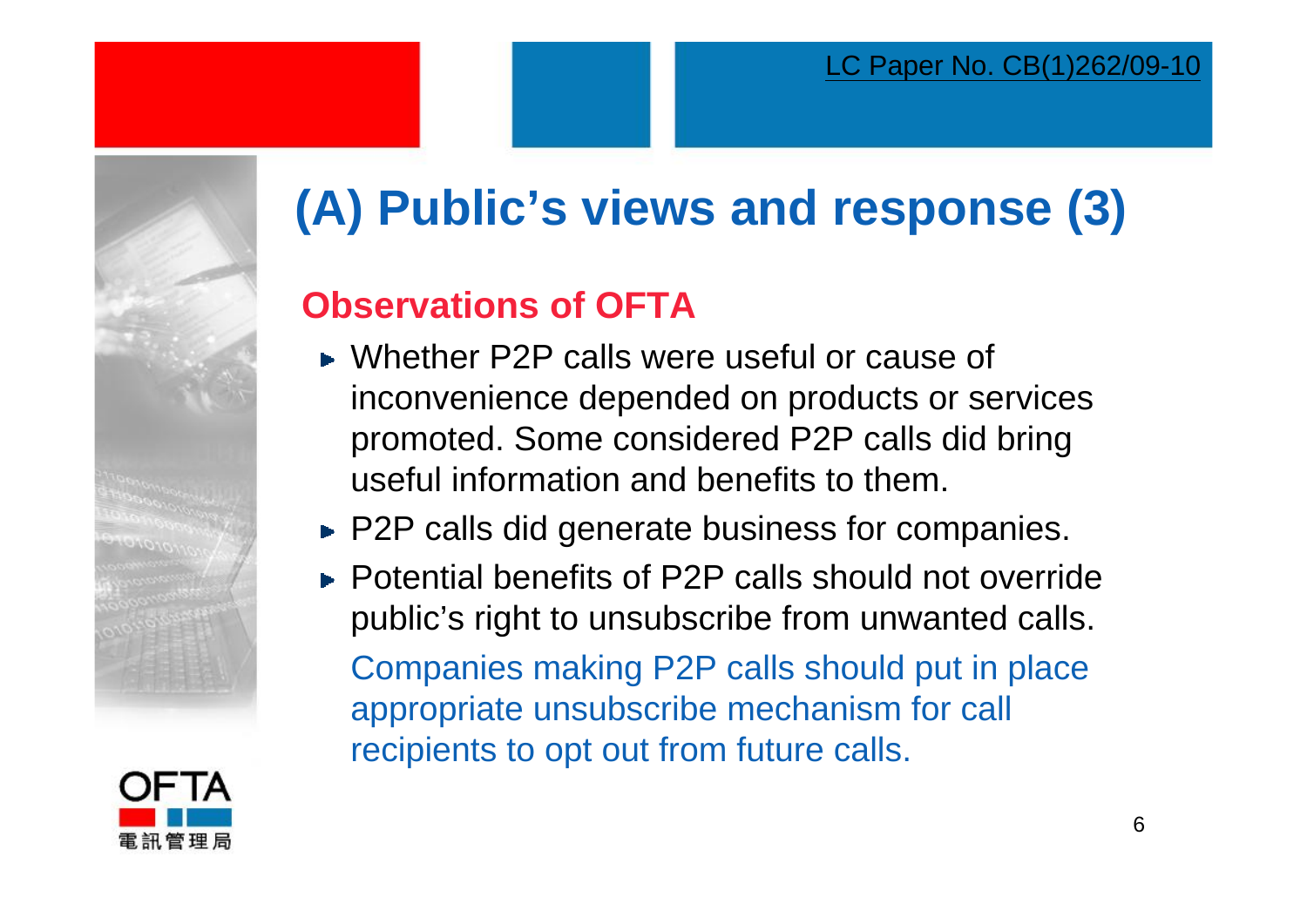# (A) Public's views and response (3)

## Observations of OFTA

- Whether P2P calls were useful or cause of inconvenience depended on products or services promoted. Some considered P2P calls did bring useful information and benefits to them.
- P2P calls did generate business for companies.
- Potential benefits of P2P calls should not override public's right to unsubscribe from unwanted calls.

  Companies making P2P calls should put in place appropriate unsubscribe mechanism for call recipients to opt out from future calls.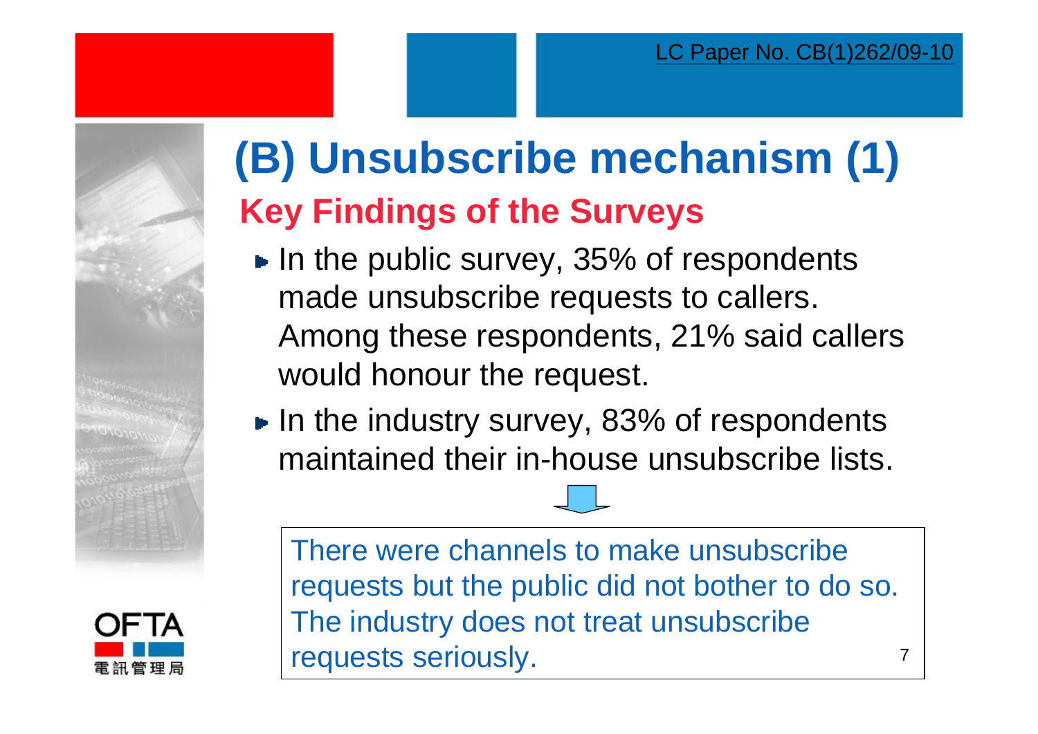LC Paper No. CB(1)262/09-10

# (B) Unsubscribe mechanism (1)

## Key Findings of the Surveys

- In the public survey, 35% of respondents made unsubscribe requests to callers. Among these respondents, 21% said callers would honour the request.
- In the industry survey, 83% of respondents maintained their in-house unsubscribe lists.

There were channels to make unsubscribe requests but the public did not bother to do so. The industry does not treat unsubscribe requests seriously.

OFTA
電訊管理局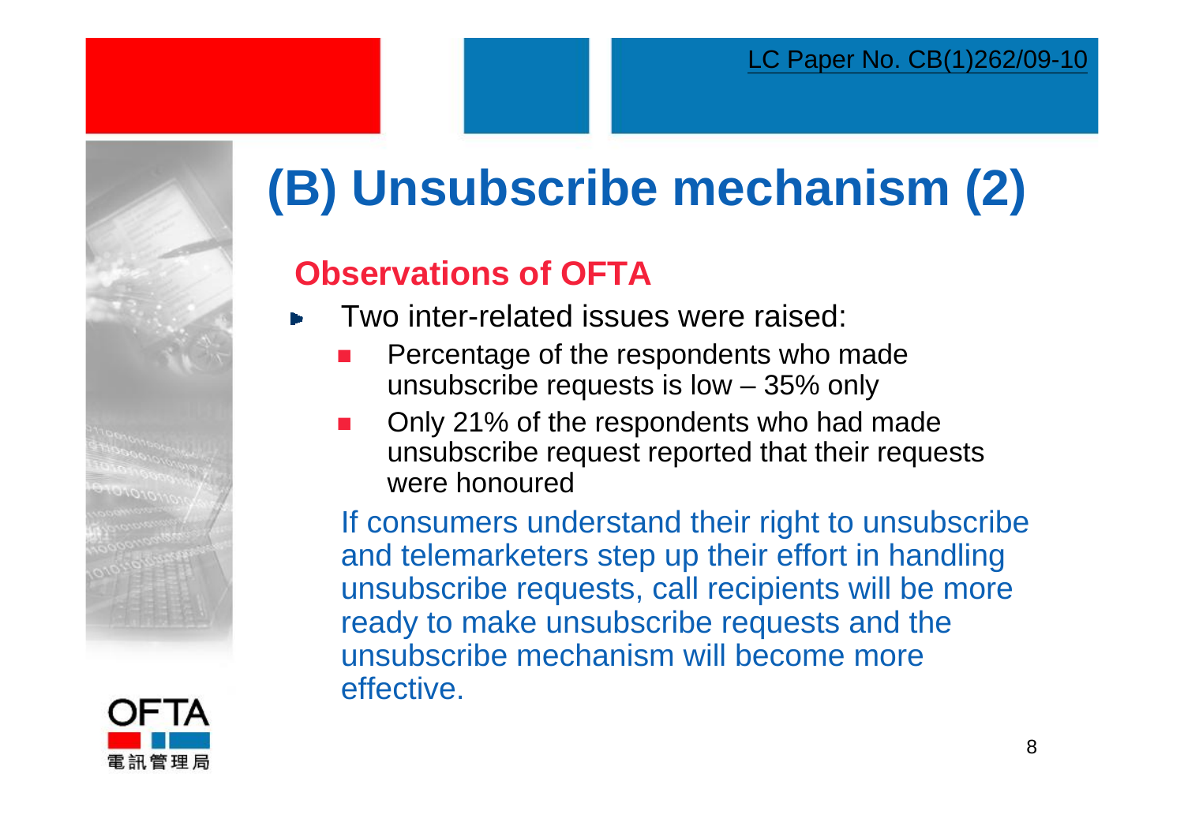# (B) Unsubscribe mechanism (2)

## Observations of OFTA

- Two inter-related issues were raised:
  - Percentage of the respondents who made unsubscribe requests is low – 35% only
  - Only 21% of the respondents who had made unsubscribe request reported that their requests were honoured

  If consumers understand their right to unsubscribe and telemarketers step up their effort in handling unsubscribe requests, call recipients will be more ready to make unsubscribe requests and the unsubscribe mechanism will become more effective.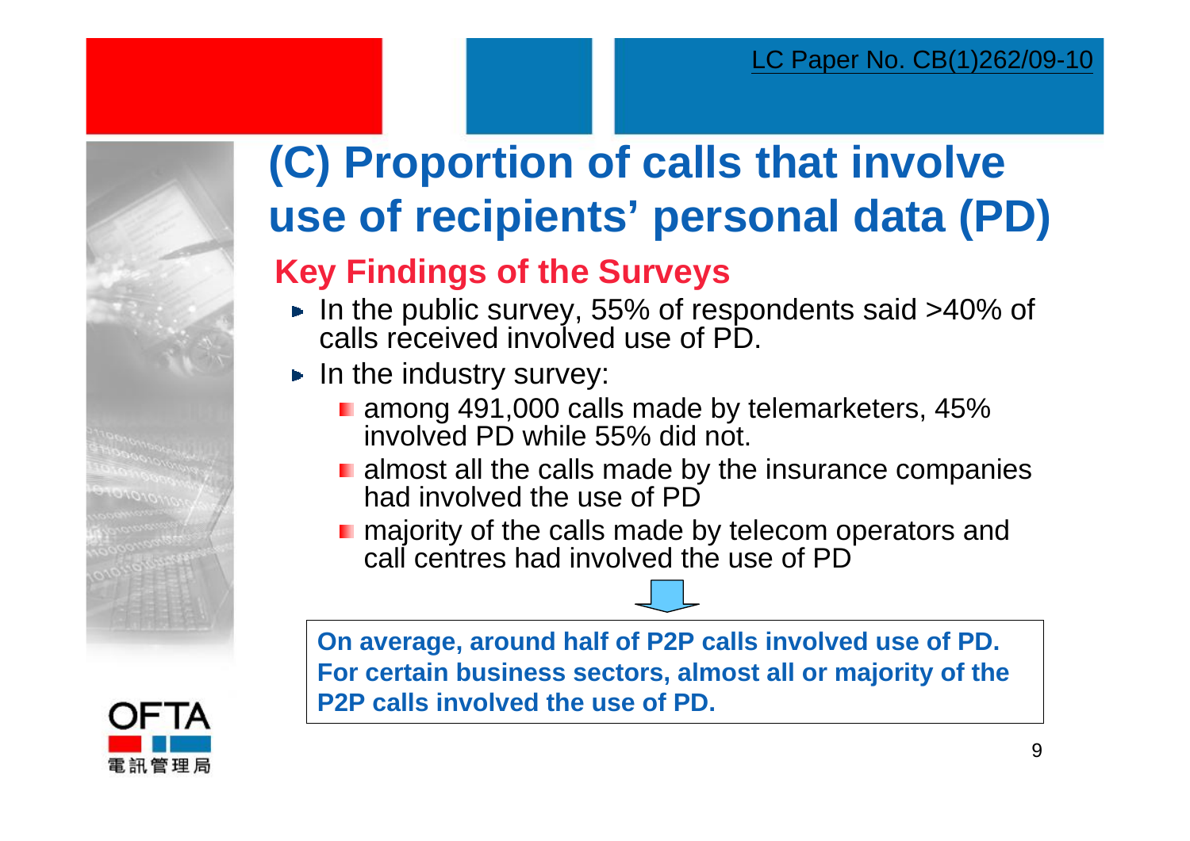# (C) Proportion of calls that involve use of recipients' personal data (PD)

## Key Findings of the Surveys

- In the public survey, 55% of respondents said >40% of calls received involved use of PD.
- In the industry survey:
  - among 491,000 calls made by telemarketers, 45% involved PD while 55% did not.
  - almost all the calls made by the insurance companies had involved the use of PD
  - majority of the calls made by telecom operators and call centres had involved the use of PD

**On average, around half of P2P calls involved use of PD. For certain business sectors, almost all or majority of the P2P calls involved the use of PD.**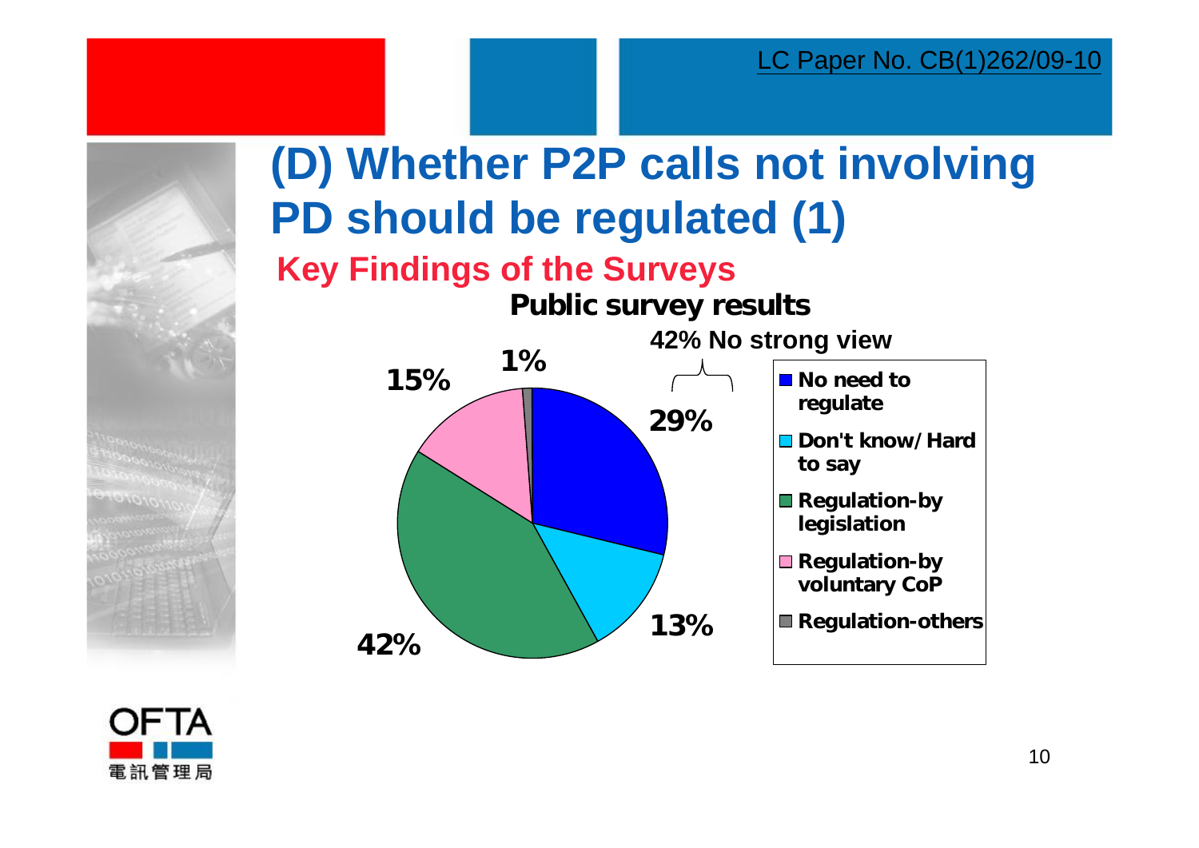LC Paper No. CB(1)262/09-10

# (D) Whether P2P calls not involving PD should be regulated (1)

## Key Findings of the Surveys

**Public survey results**

**42% No strong view**

| Response | Percentage |
|---|---|
| No need to regulate | 29% |
| Don't know/ Hard to say | 13% |
| Regulation-by legislation | 42% |
| Regulation-by voluntary CoP | 15% |
| Regulation-others | 1% |

OFTA 電訊管理局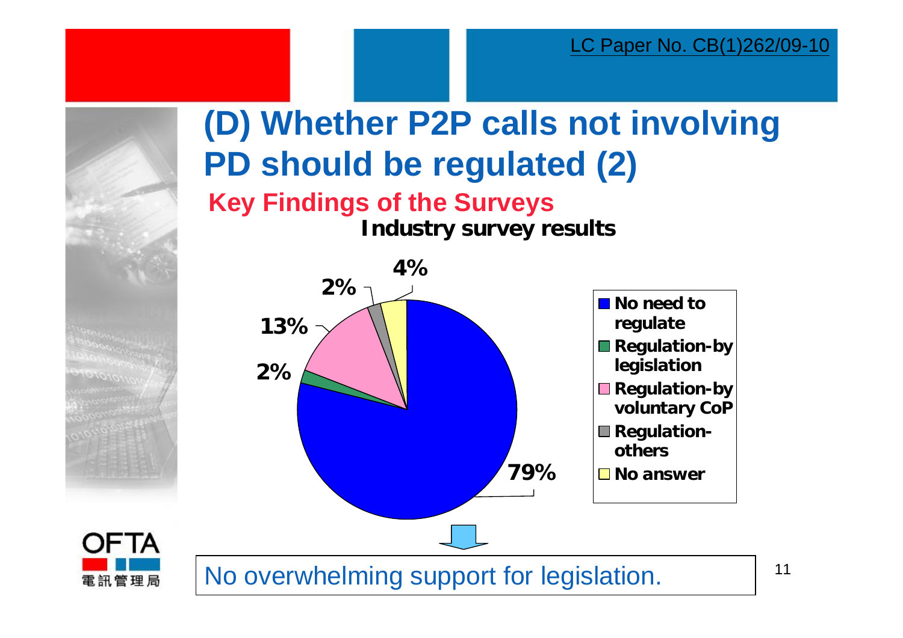# (D) Whether P2P calls not involving PD should be regulated (2)

## Key Findings of the Surveys

**Industry survey results**

| Response | Percentage |
|---|---|
| No need to regulate | 79% |
| Regulation-by legislation | 2% |
| Regulation-by voluntary CoP | 13% |
| Regulation-others | 2% |
| No answer | 4% |

No overwhelming support for legislation.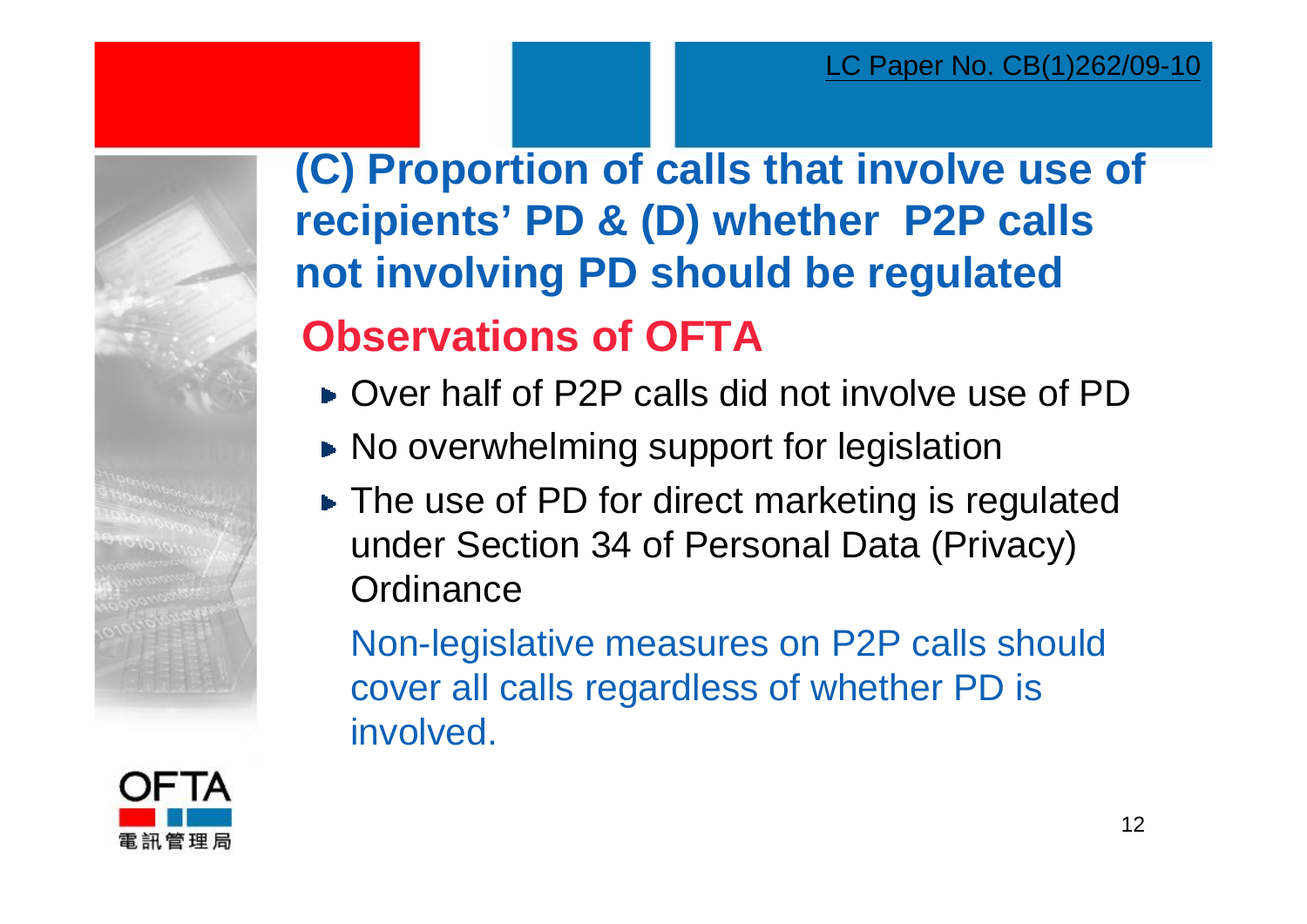LC Paper No. CB(1)262/09-10

# (C) Proportion of calls that involve use of recipients' PD & (D) whether P2P calls not involving PD should be regulated

## Observations of OFTA

- Over half of P2P calls did not involve use of PD
- No overwhelming support for legislation
- The use of PD for direct marketing is regulated under Section 34 of Personal Data (Privacy) Ordinance

Non-legislative measures on P2P calls should cover all calls regardless of whether PD is involved.

OFTA

電訊管理局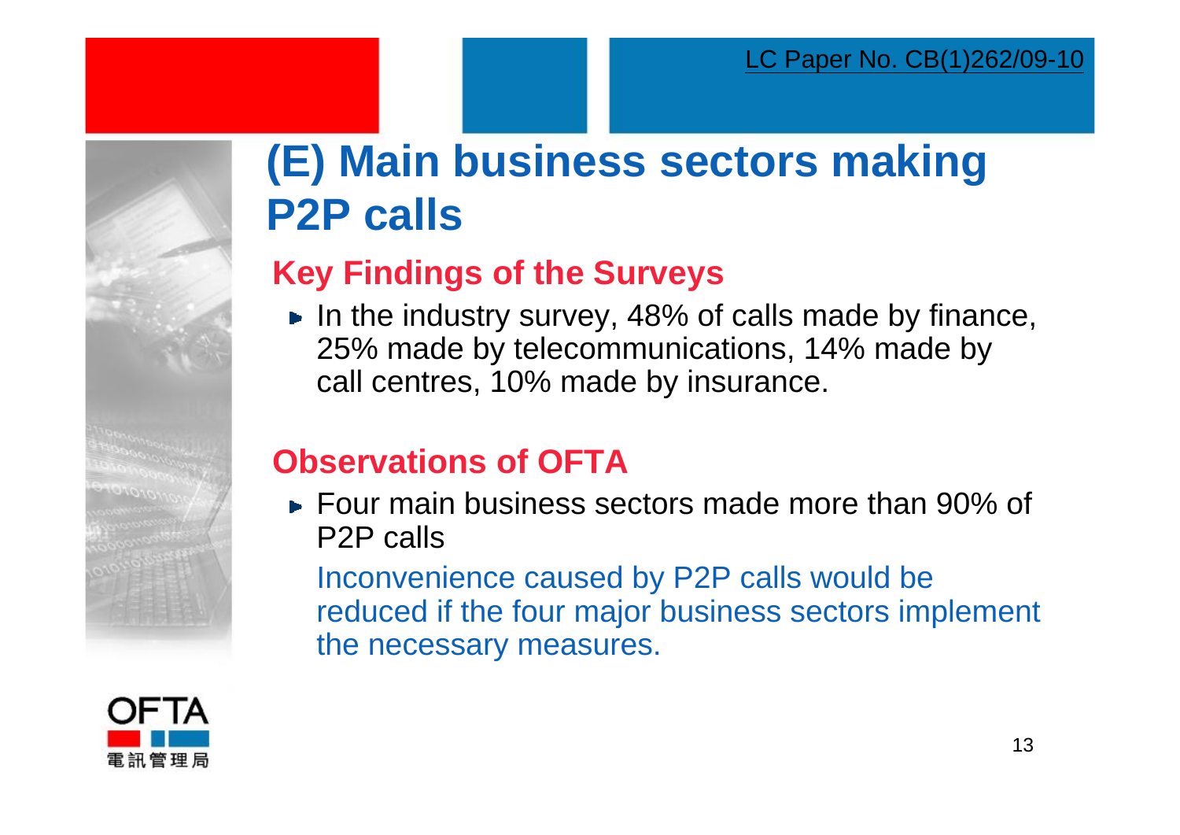LC Paper No. CB(1)262/09-10

# (E) Main business sectors making P2P calls

## Key Findings of the Surveys

- In the industry survey, 48% of calls made by finance, 25% made by telecommunications, 14% made by call centres, 10% made by insurance.

## Observations of OFTA

- Four main business sectors made more than 90% of P2P calls

  Inconvenience caused by P2P calls would be reduced if the four major business sectors implement the necessary measures.

OFTA
電訊管理局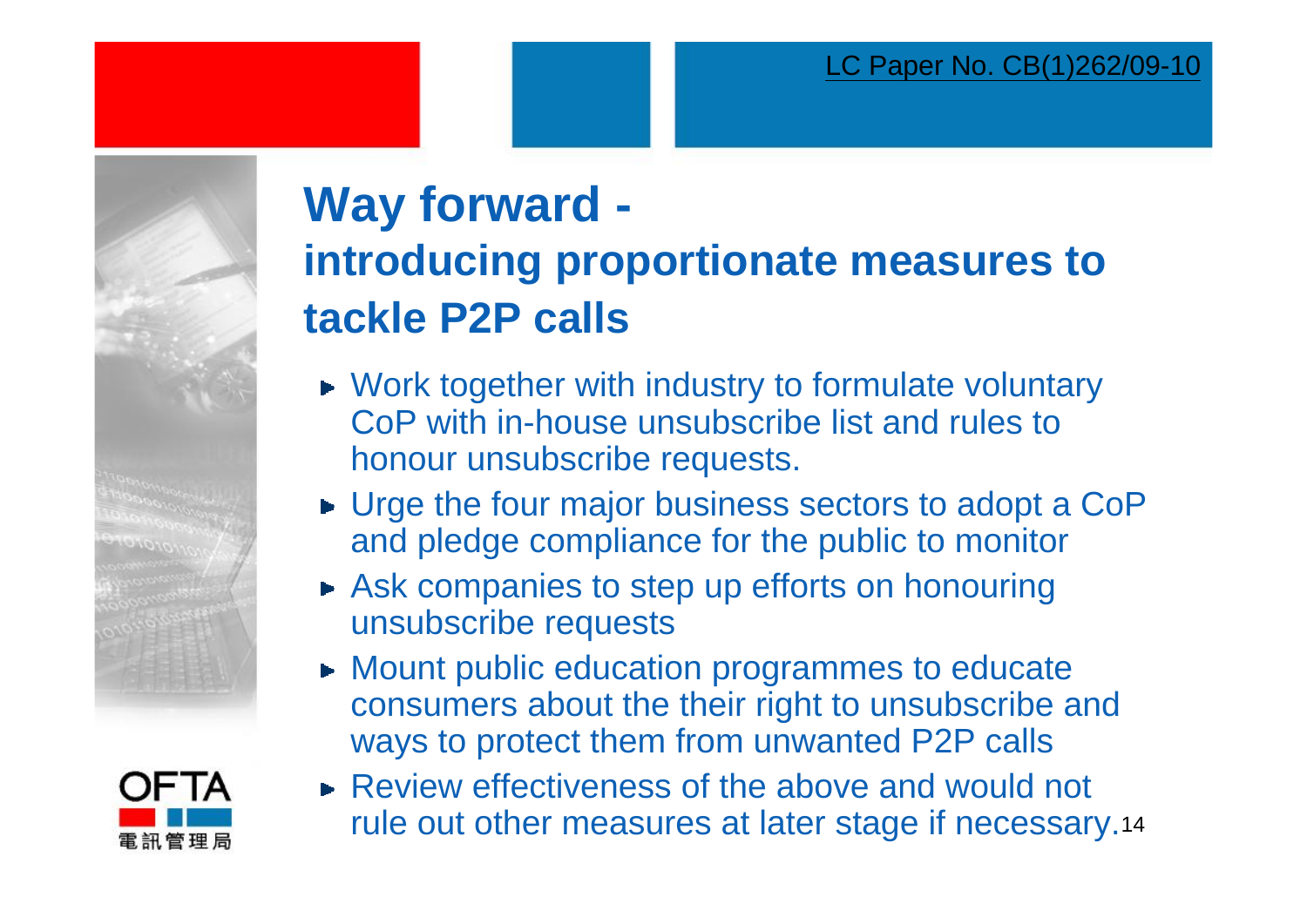LC Paper No. CB(1)262/09-10

# Way forward - introducing proportionate measures to tackle P2P calls

- Work together with industry to formulate voluntary CoP with in-house unsubscribe list and rules to honour unsubscribe requests.
- Urge the four major business sectors to adopt a CoP and pledge compliance for the public to monitor
- Ask companies to step up efforts on honouring unsubscribe requests
- Mount public education programmes to educate consumers about the their right to unsubscribe and ways to protect them from unwanted P2P calls
- Review effectiveness of the above and would not rule out other measures at later stage if necessary.

OFTA 電訊管理局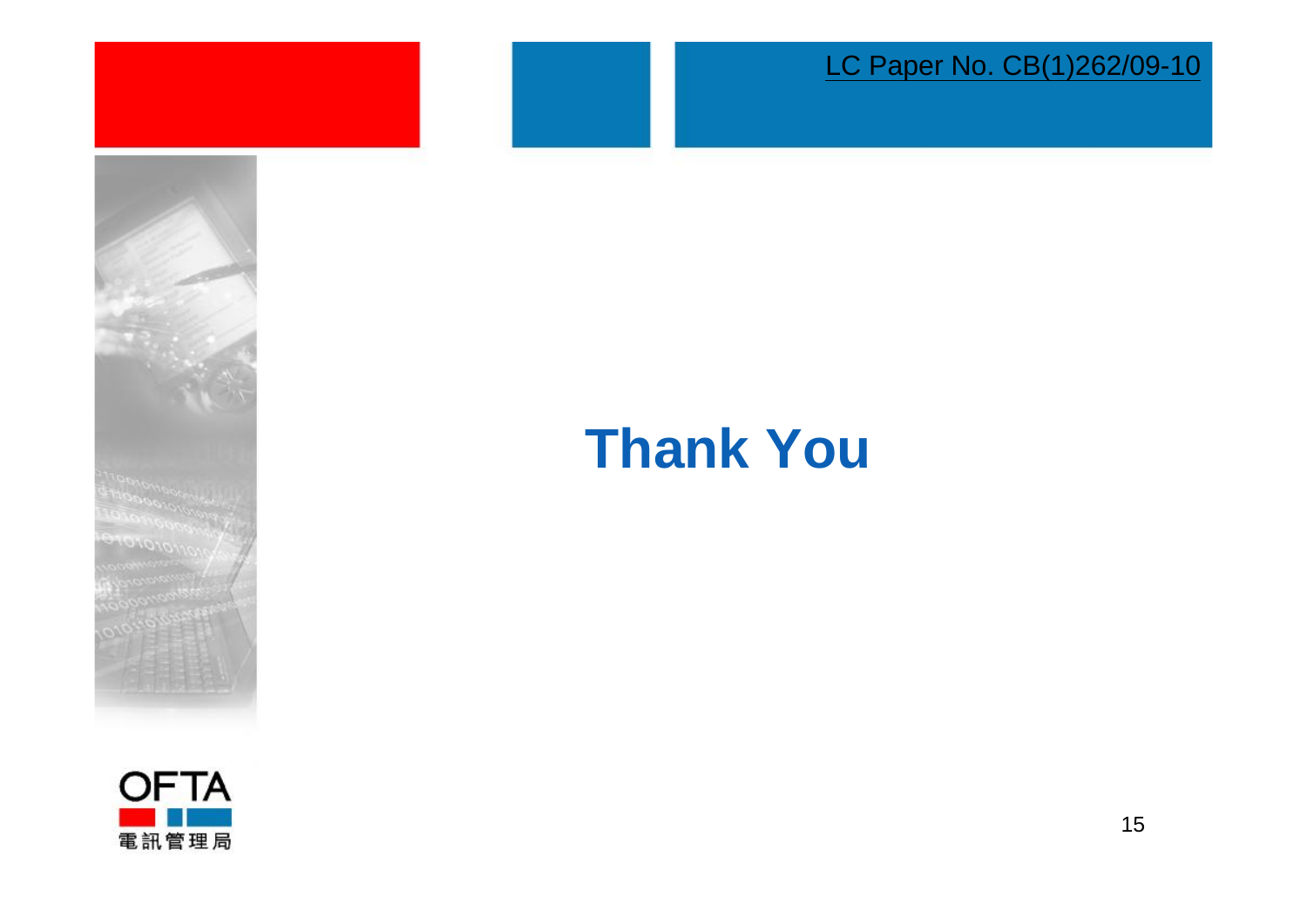LC Paper No. CB(1)262/09-10

# Thank You

OFTA
電訊管理局